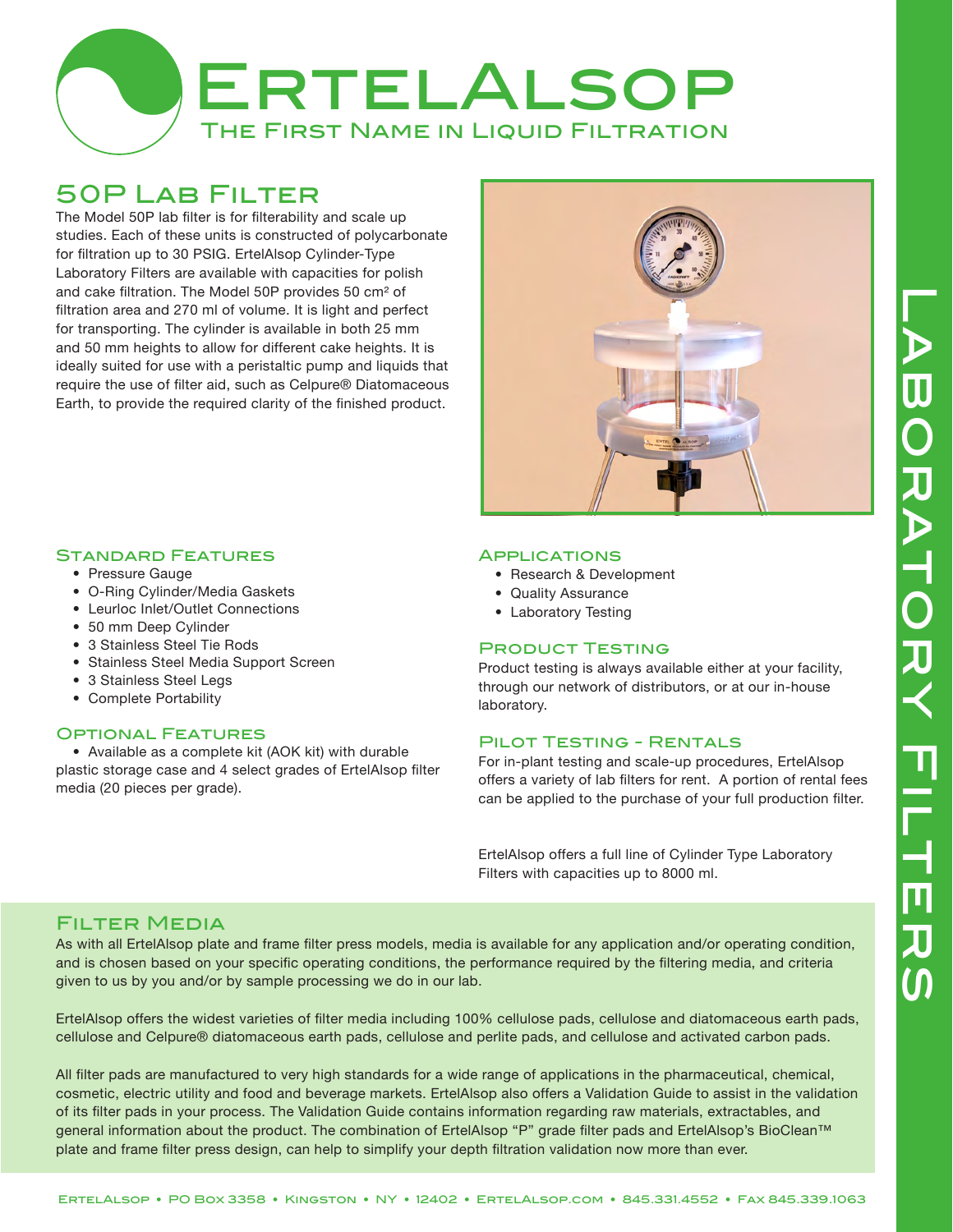# ErtelAlsop

The First Name in Liquid Filtration

## 50P Lab Filter

The Model 50P lab filter is for filterability and scale up studies. Each of these units is constructed of polycarbonate for filtration up to 30 PSIG. ErtelAlsop Cylinder-Type Laboratory Filters are available with capacities for polish and cake filtration. The Model 50P provides 50 $cm^2$ of filtration area and 270 ml of volume. It is light and perfect for transporting. The cylinder is available in both 25 mm and 50 mm heights to allow for different cake heights. It is ideally suited for use with a peristaltic pump and liquids that require the use of filter aid, such as Celpure® Diatomaceous Earth, to provide the required clarity of the finished product.

### Standard Features

- Pressure Gauge
- O-Ring Cylinder/Media Gaskets
- Leurloc Inlet/Outlet Connections
- 50 mm Deep Cylinder
- 3 Stainless Steel Tie Rods
- Stainless Steel Media Support Screen
- 3 Stainless Steel Legs
- Complete Portability

### Optional Features

- Available as a complete kit (AOK kit) with durable plastic storage case and 4 select grades of ErtelAlsop filter media (20 pieces per grade).

### Applications

- Research & Development
- Quality Assurance
- Laboratory Testing

### Product Testing

Product testing is always available either at your facility, through our network of distributors, or at our in-house laboratory.

### Pilot Testing - Rentals

For in-plant testing and scale-up procedures, ErtelAlsop offers a variety of lab filters for rent. A portion of rental fees can be applied to the purchase of your full production filter.

ErtelAlsop offers a full line of Cylinder Type Laboratory Filters with capacities up to 8000 ml.

## Filter Media

As with all ErtelAlsop plate and frame filter press models, media is available for any application and/or operating condition, and is chosen based on your specific operating conditions, the performance required by the filtering media, and criteria given to us by you and/or by sample processing we do in our lab.

ErtelAlsop offers the widest varieties of filter media including 100% cellulose pads, cellulose and diatomaceous earth pads, cellulose and Celpure® diatomaceous earth pads, cellulose and perlite pads, and cellulose and activated carbon pads.

All filter pads are manufactured to very high standards for a wide range of applications in the pharmaceutical, chemical, cosmetic, electric utility and food and beverage markets. ErtelAlsop also offers a Validation Guide to assist in the validation of its filter pads in your process. The Validation Guide contains information regarding raw materials, extractables, and general information about the product. The combination of ErtelAlsop "P" grade filter pads and ErtelAlsop's BioClean™ plate and frame filter press design, can help to simplify your depth filtration validation now more than ever.

Laboratory Filters

ErtelAlsop • PO Box 3358 • Kingston • NY • 12402 • ErtelAlsop.com • 845.331.4552 • Fax 845.339.1063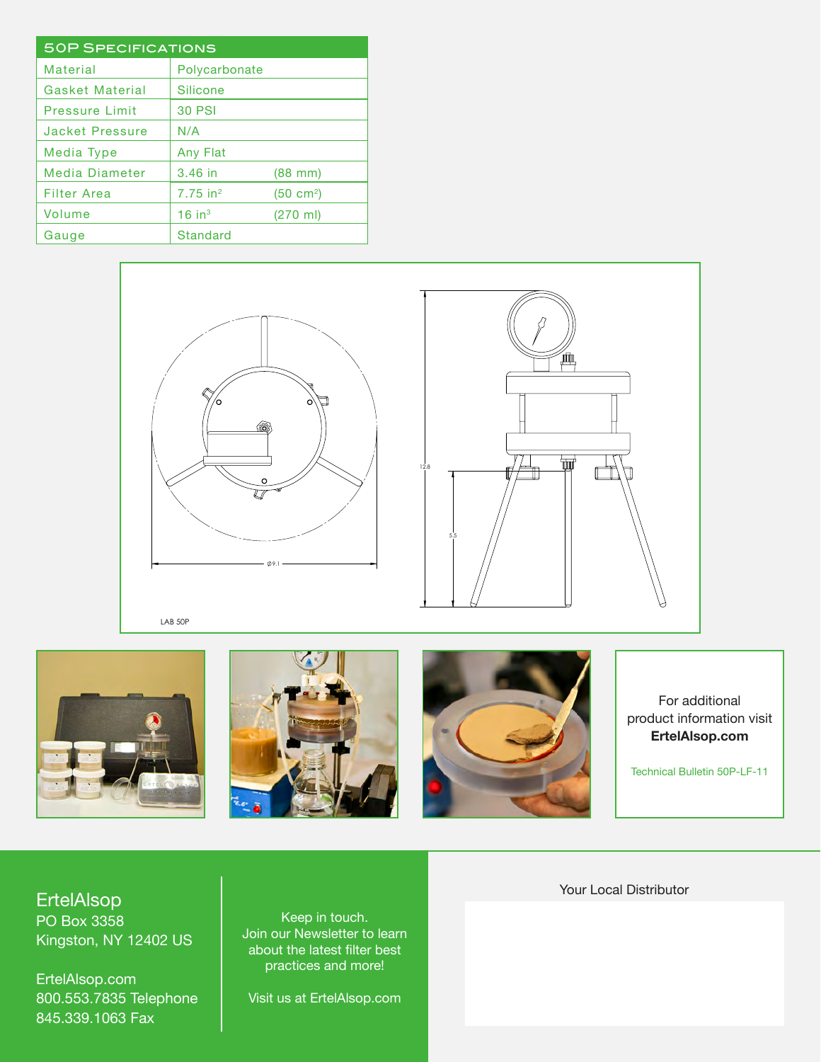| 50P Specifications | | |
|---|---|---|
| Material | Polycarbonate | |
| Gasket Material | Silicone | |
| Pressure Limit | 30 PSI | |
| Jacket Pressure | N/A | |
| Media Type | Any Flat | |
| Media Diameter | 3.46 in | (88 mm) |
| Filter Area | 7.75 $in^2$ | (50 $cm^2$) |
| Volume | 16 $in^3$ | (270 ml) |
| Gauge | Standard | |

Ø9.1

12.8

5.5

LAB 50P

For additional product information visit **ErtelAlsop.com**

Technical Bulletin 50P-LF-11

ErtelAlsop
PO Box 3358
Kingston, NY 12402 US

ErtelAlsop.com
800.553.7835 Telephone
845.339.1063 Fax

Keep in touch.
Join our Newsletter to learn about the latest filter best practices and more!

Visit us at ErtelAlsop.com

Your Local Distributor